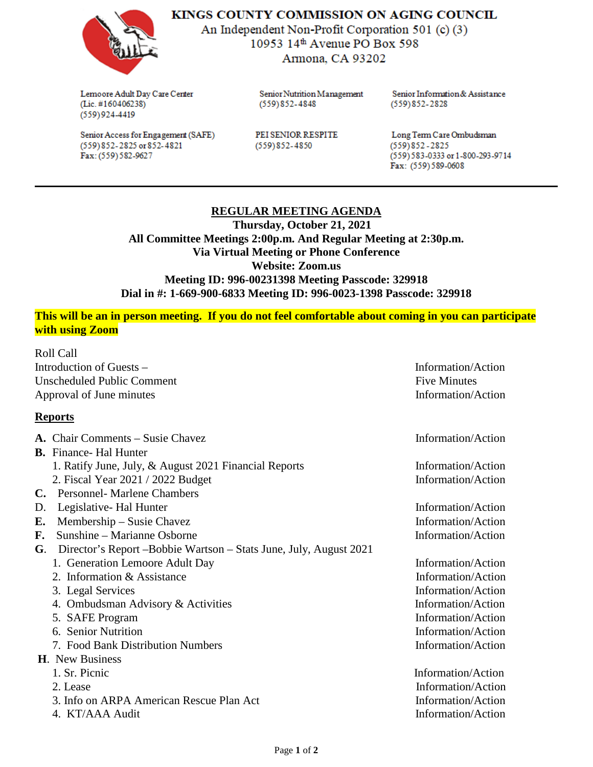# KINGS COUNTY COMMISSION ON AGING COUNCIL

An Independent Non-Profit Corporation 501 (c) (3)
10953 14th Avenue PO Box 598
Armona, CA 93202

Lemoore Adult Day Care Center
(Lic. #160406238)
(559)924-4419

Senior Nutrition Management
(559)852-4848

Senior Information & Assistance
(559)852-2828

Senior Access for Engagement (SAFE)
(559)852-2825 or 852-4821
Fax: (559)582-9627

PEI SENIOR RESPITE
(559)852-4850

Long Term Care Ombudsman
(559)852-2825
(559)583-0333 or 1-800-293-9714
Fax: (559)589-0608

---

## REGULAR MEETING AGENDA

**Thursday, October 21, 2021**
**All Committee Meetings 2:00p.m. And Regular Meeting at 2:30p.m.**
**Via Virtual Meeting or Phone Conference**
**Website: Zoom.us**
**Meeting ID: 996-00231398 Meeting Passcode: 329918**
**Dial in #: 1-669-900-6833 Meeting ID: 996-0023-1398 Passcode: 329918**

**This will be an in person meeting. If you do not feel comfortable about coming in you can participate with using Zoom**

| | |
|---|---|
| Roll Call | |
| Introduction of Guests – | Information/Action |
| Unscheduled Public Comment | Five Minutes |
| Approval of June minutes | Information/Action |

**Reports**

| | |
|---|---|
| **A.** Chair Comments – Susie Chavez | Information/Action |
| **B.** Finance- Hal Hunter | |
| 1. Ratify June, July, & August 2021 Financial Reports | Information/Action |
| 2. Fiscal Year 2021 / 2022 Budget | Information/Action |
| **C.** Personnel- Marlene Chambers | |
| D. Legislative- Hal Hunter | Information/Action |
| **E.** Membership – Susie Chavez | Information/Action |
| **F.** Sunshine – Marianne Osborne | Information/Action |
| **G.** Director's Report –Bobbie Wartson – Stats June, July, August 2021 | |
| 1. Generation Lemoore Adult Day | Information/Action |
| 2. Information & Assistance | Information/Action |
| 3. Legal Services | Information/Action |
| 4. Ombudsman Advisory & Activities | Information/Action |
| 5. SAFE Program | Information/Action |
| 6. Senior Nutrition | Information/Action |
| 7. Food Bank Distribution Numbers | Information/Action |
| **H.** New Business | |
| 1. Sr. Picnic | Information/Action |
| 2. Lease | Information/Action |
| 3. Info on ARPA American Rescue Plan Act | Information/Action |
| 4. KT/AAA Audit | Information/Action |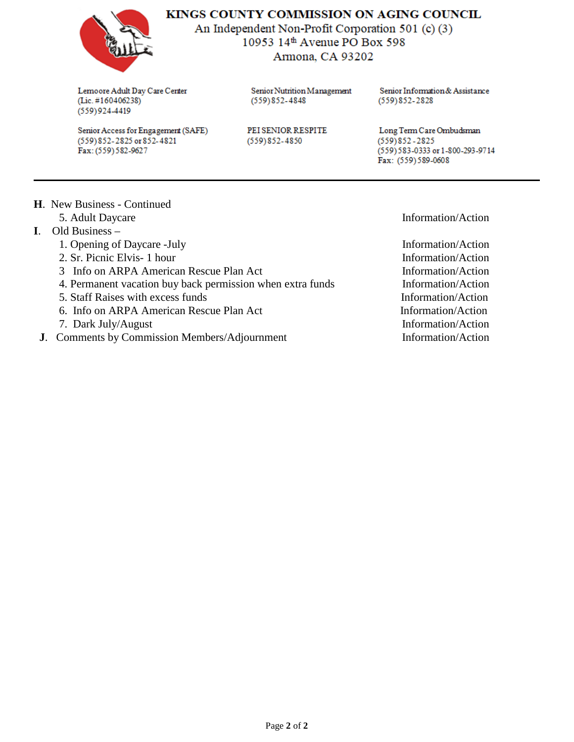**KINGS COUNTY COMMISSION ON AGING COUNCIL**
An Independent Non-Profit Corporation 501 (c) (3)
10953 14th Avenue PO Box 598
Armona, CA 93202

Lemoore Adult Day Care Center
(Lic. #160406238)
(559)924-4419

Senior Nutrition Management
(559)852-4848

Senior Information & Assistance
(559)852-2828

Senior Access for Engagement (SAFE)
(559)852-2825 or 852-4821
Fax: (559)582-9627

PEI SENIOR RESPITE
(559)852-4850

Long Term Care Ombudsman
(559)852-2825
(559)583-0333 or 1-800-293-9714
Fax: (559)589-0608

---

**H**. New Business - Continued

| | |
|---|---|
| 5. Adult Daycare | Information/Action |

**I**. Old Business –

| | |
|---|---|
| 1. Opening of Daycare -July | Information/Action |
| 2. Sr. Picnic Elvis- 1 hour | Information/Action |
| 3 Info on ARPA American Rescue Plan Act | Information/Action |
| 4. Permanent vacation buy back permission when extra funds | Information/Action |
| 5. Staff Raises with excess funds | Information/Action |
| 6. Info on ARPA American Rescue Plan Act | Information/Action |
| 7. Dark July/August | Information/Action |

| | |
|---|---|
| **J**. Comments by Commission Members/Adjournment | Information/Action |